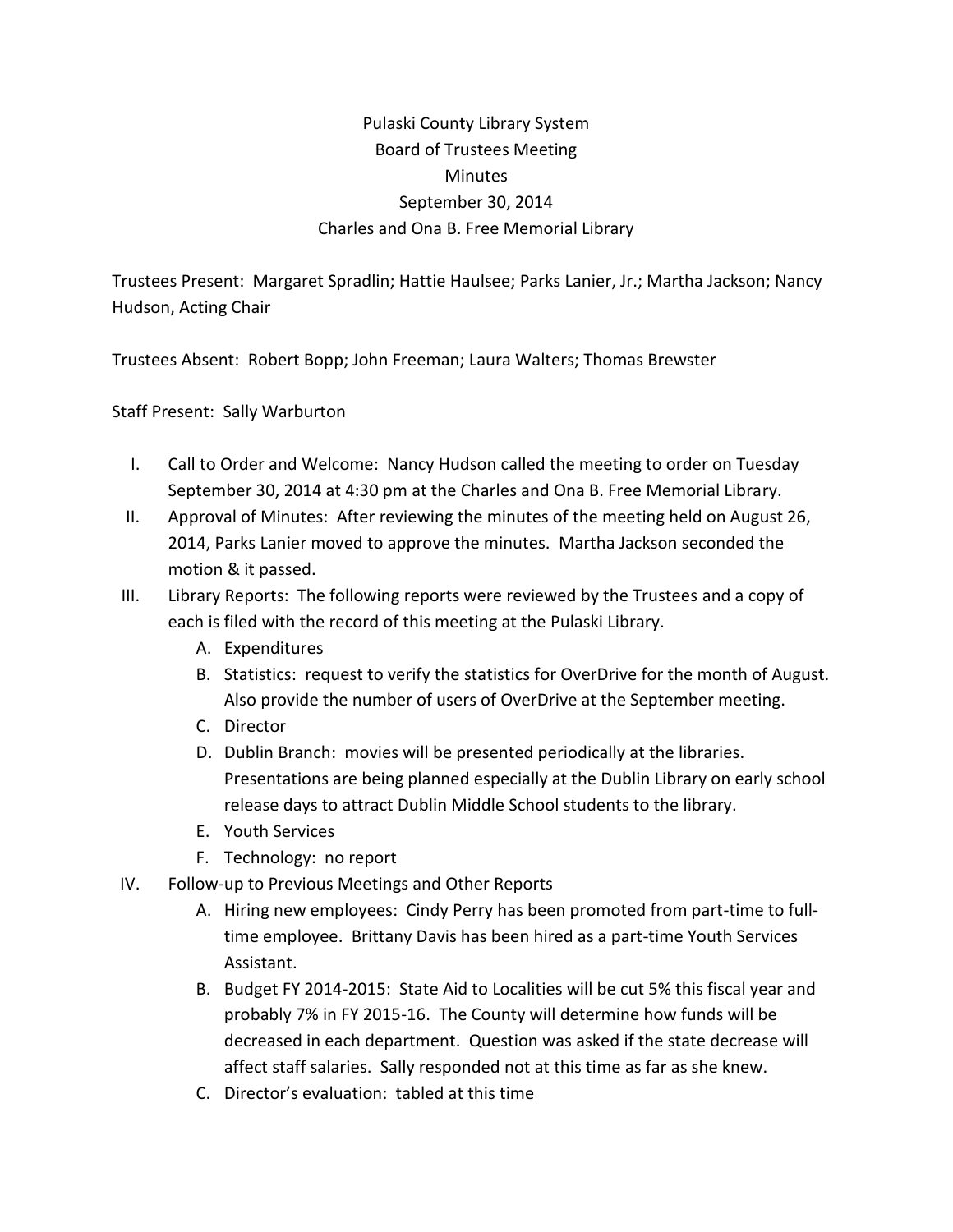# Pulaski County Library System
## Board of Trustees Meeting
## Minutes
## September 30, 2014
## Charles and Ona B. Free Memorial Library

Trustees Present: Margaret Spradlin; Hattie Haulsee; Parks Lanier, Jr.; Martha Jackson; Nancy Hudson, Acting Chair

Trustees Absent: Robert Bopp; John Freeman; Laura Walters; Thomas Brewster

Staff Present: Sally Warburton

I. Call to Order and Welcome: Nancy Hudson called the meeting to order on Tuesday September 30, 2014 at 4:30 pm at the Charles and Ona B. Free Memorial Library.

II. Approval of Minutes: After reviewing the minutes of the meeting held on August 26, 2014, Parks Lanier moved to approve the minutes. Martha Jackson seconded the motion & it passed.

III. Library Reports: The following reports were reviewed by the Trustees and a copy of each is filed with the record of this meeting at the Pulaski Library.
   - A. Expenditures
   - B. Statistics: request to verify the statistics for OverDrive for the month of August. Also provide the number of users of OverDrive at the September meeting.
   - C. Director
   - D. Dublin Branch: movies will be presented periodically at the libraries. Presentations are being planned especially at the Dublin Library on early school release days to attract Dublin Middle School students to the library.
   - E. Youth Services
   - F. Technology: no report

IV. Follow-up to Previous Meetings and Other Reports
   - A. Hiring new employees: Cindy Perry has been promoted from part-time to full-time employee. Brittany Davis has been hired as a part-time Youth Services Assistant.
   - B. Budget FY 2014-2015: State Aid to Localities will be cut 5% this fiscal year and probably 7% in FY 2015-16. The County will determine how funds will be decreased in each department. Question was asked if the state decrease will affect staff salaries. Sally responded not at this time as far as she knew.
   - C. Director's evaluation: tabled at this time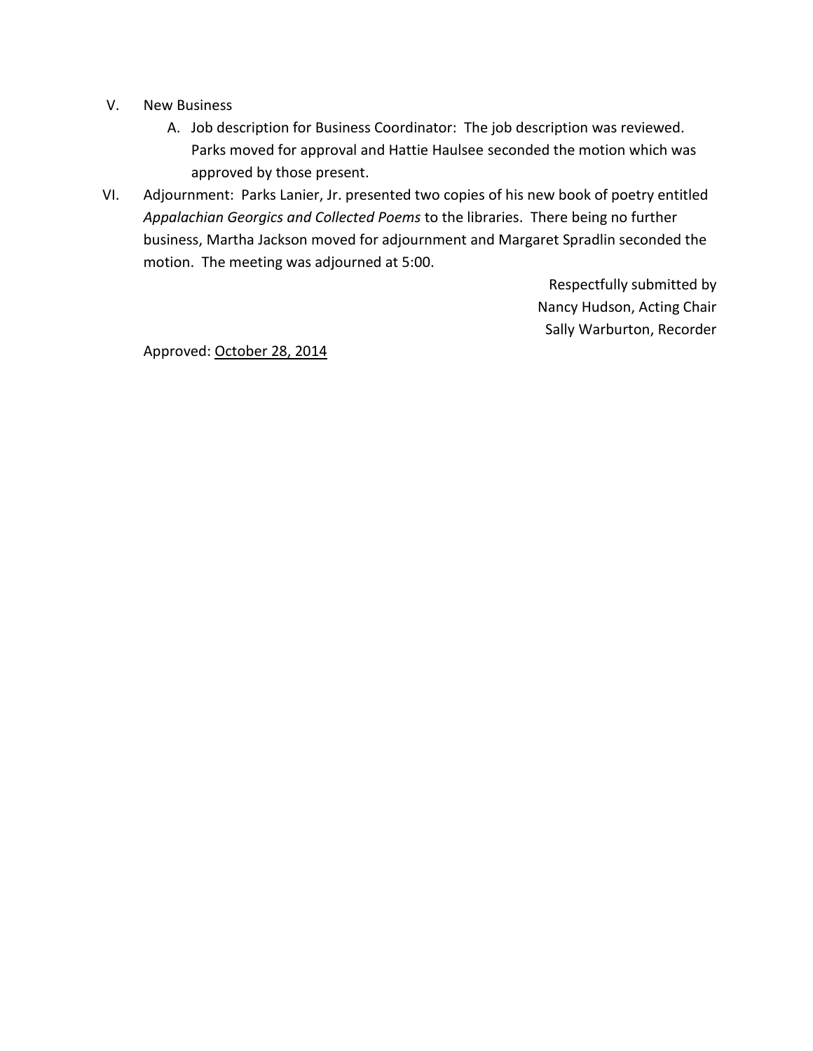V. New Business

   A. Job description for Business Coordinator: The job description was reviewed. Parks moved for approval and Hattie Haulsee seconded the motion which was approved by those present.

VI. Adjournment: Parks Lanier, Jr. presented two copies of his new book of poetry entitled *Appalachian Georgics and Collected Poems* to the libraries. There being no further business, Martha Jackson moved for adjournment and Margaret Spradlin seconded the motion. The meeting was adjourned at 5:00.

Respectfully submitted by
Nancy Hudson, Acting Chair
Sally Warburton, Recorder

Approved: October 28, 2014